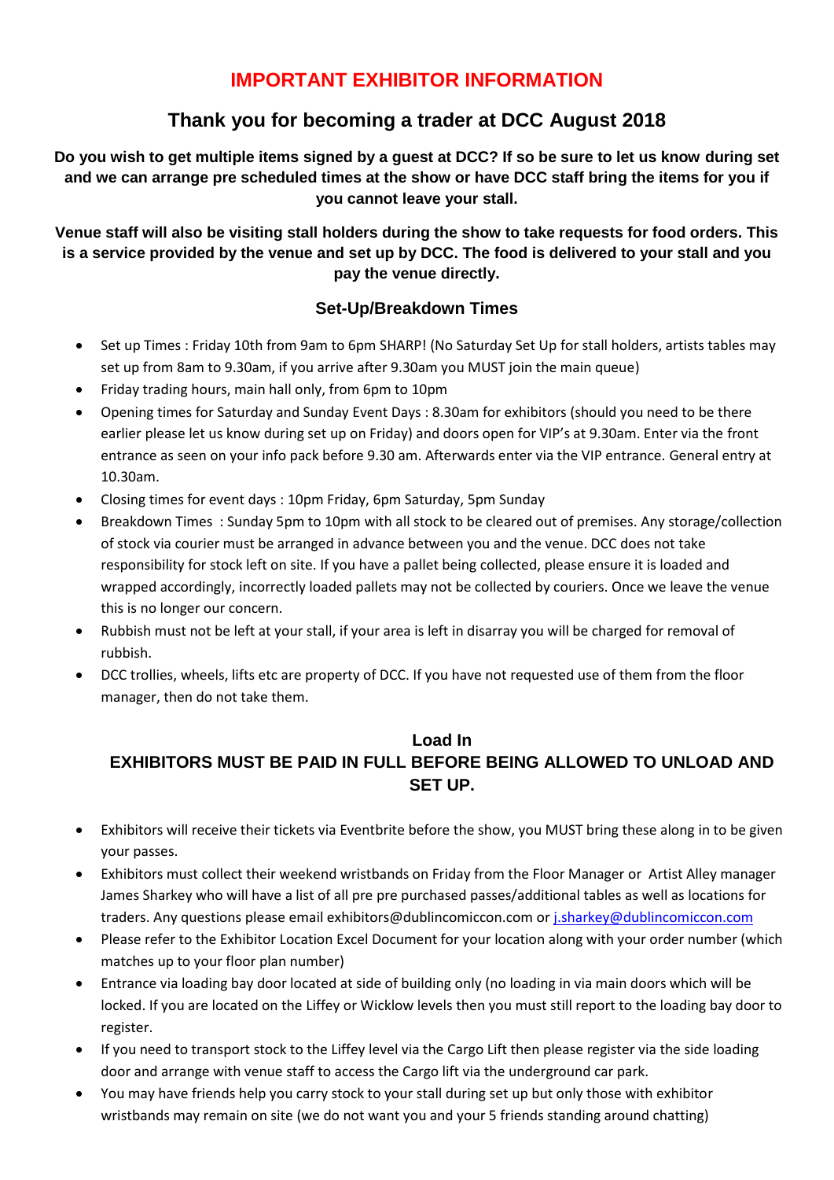# IMPORTANT EXHIBITOR INFORMATION

## Thank you for becoming a trader at DCC August 2018

**Do you wish to get multiple items signed by a guest at DCC? If so be sure to let us know during set and we can arrange pre scheduled times at the show or have DCC staff bring the items for you if you cannot leave your stall.**

**Venue staff will also be visiting stall holders during the show to take requests for food orders. This is a service provided by the venue and set up by DCC. The food is delivered to your stall and you pay the venue directly.**

### Set-Up/Breakdown Times

- Set up Times : Friday 10th from 9am to 6pm SHARP! (No Saturday Set Up for stall holders, artists tables may set up from 8am to 9.30am, if you arrive after 9.30am you MUST join the main queue)
- Friday trading hours, main hall only, from 6pm to 10pm
- Opening times for Saturday and Sunday Event Days : 8.30am for exhibitors (should you need to be there earlier please let us know during set up on Friday) and doors open for VIP's at 9.30am. Enter via the front entrance as seen on your info pack before 9.30 am. Afterwards enter via the VIP entrance. General entry at 10.30am.
- Closing times for event days : 10pm Friday, 6pm Saturday, 5pm Sunday
- Breakdown Times : Sunday 5pm to 10pm with all stock to be cleared out of premises. Any storage/collection of stock via courier must be arranged in advance between you and the venue. DCC does not take responsibility for stock left on site. If you have a pallet being collected, please ensure it is loaded and wrapped accordingly, incorrectly loaded pallets may not be collected by couriers. Once we leave the venue this is no longer our concern.
- Rubbish must not be left at your stall, if your area is left in disarray you will be charged for removal of rubbish.
- DCC trollies, wheels, lifts etc are property of DCC. If you have not requested use of them from the floor manager, then do not take them.

### Load In

### EXHIBITORS MUST BE PAID IN FULL BEFORE BEING ALLOWED TO UNLOAD AND SET UP.

- Exhibitors will receive their tickets via Eventbrite before the show, you MUST bring these along in to be given your passes.
- Exhibitors must collect their weekend wristbands on Friday from the Floor Manager or Artist Alley manager James Sharkey who will have a list of all pre pre purchased passes/additional tables as well as locations for traders. Any questions please email exhibitors@dublincomiccon.com or [j.sharkey@dublincomiccon.com](mailto:j.sharkey@dublincomiccon.com)
- Please refer to the Exhibitor Location Excel Document for your location along with your order number (which matches up to your floor plan number)
- Entrance via loading bay door located at side of building only (no loading in via main doors which will be locked. If you are located on the Liffey or Wicklow levels then you must still report to the loading bay door to register.
- If you need to transport stock to the Liffey level via the Cargo Lift then please register via the side loading door and arrange with venue staff to access the Cargo lift via the underground car park.
- You may have friends help you carry stock to your stall during set up but only those with exhibitor wristbands may remain on site (we do not want you and your 5 friends standing around chatting)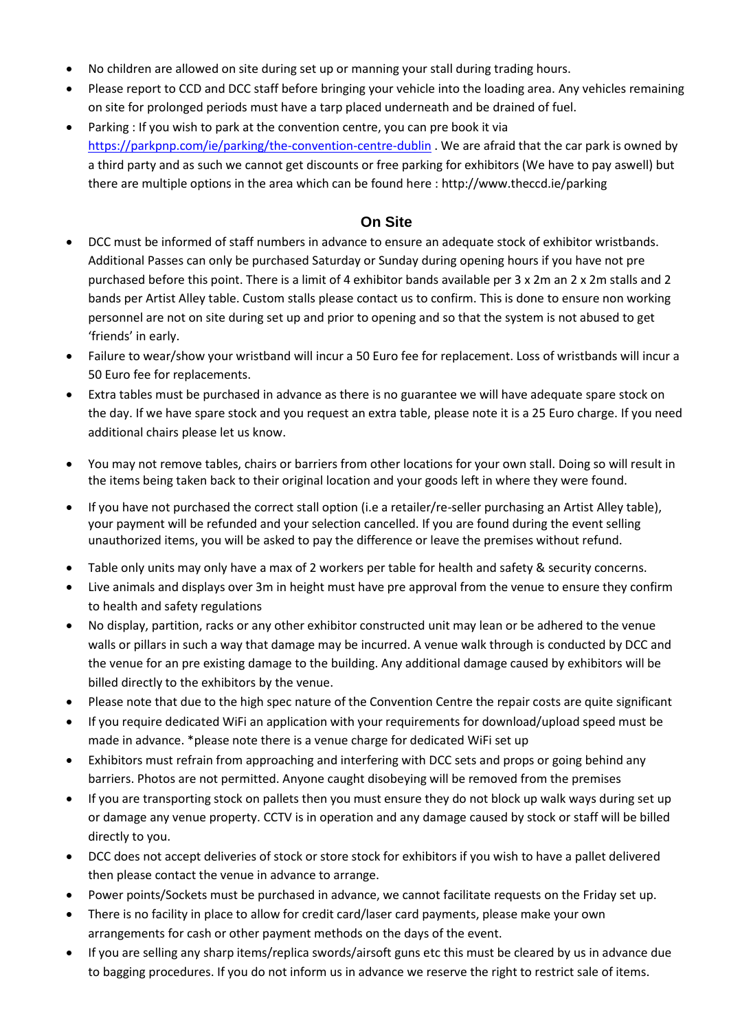- No children are allowed on site during set up or manning your stall during trading hours.
- Please report to CCD and DCC staff before bringing your vehicle into the loading area. Any vehicles remaining on site for prolonged periods must have a tarp placed underneath and be drained of fuel.
- Parking : If you wish to park at the convention centre, you can pre book it via https://parkpnp.com/ie/parking/the-convention-centre-dublin . We are afraid that the car park is owned by a third party and as such we cannot get discounts or free parking for exhibitors (We have to pay aswell) but there are multiple options in the area which can be found here : http://www.theccd.ie/parking

## On Site

- DCC must be informed of staff numbers in advance to ensure an adequate stock of exhibitor wristbands. Additional Passes can only be purchased Saturday or Sunday during opening hours if you have not pre purchased before this point. There is a limit of 4 exhibitor bands available per 3 x 2m an 2 x 2m stalls and 2 bands per Artist Alley table. Custom stalls please contact us to confirm. This is done to ensure non working personnel are not on site during set up and prior to opening and so that the system is not abused to get 'friends' in early.
- Failure to wear/show your wristband will incur a 50 Euro fee for replacement. Loss of wristbands will incur a 50 Euro fee for replacements.
- Extra tables must be purchased in advance as there is no guarantee we will have adequate spare stock on the day. If we have spare stock and you request an extra table, please note it is a 25 Euro charge. If you need additional chairs please let us know.
- You may not remove tables, chairs or barriers from other locations for your own stall. Doing so will result in the items being taken back to their original location and your goods left in where they were found.
- If you have not purchased the correct stall option (i.e a retailer/re-seller purchasing an Artist Alley table), your payment will be refunded and your selection cancelled. If you are found during the event selling unauthorized items, you will be asked to pay the difference or leave the premises without refund.
- Table only units may only have a max of 2 workers per table for health and safety & security concerns.
- Live animals and displays over 3m in height must have pre approval from the venue to ensure they confirm to health and safety regulations
- No display, partition, racks or any other exhibitor constructed unit may lean or be adhered to the venue walls or pillars in such a way that damage may be incurred. A venue walk through is conducted by DCC and the venue for an pre existing damage to the building. Any additional damage caused by exhibitors will be billed directly to the exhibitors by the venue.
- Please note that due to the high spec nature of the Convention Centre the repair costs are quite significant
- If you require dedicated WiFi an application with your requirements for download/upload speed must be made in advance. *please note there is a venue charge for dedicated WiFi set up
- Exhibitors must refrain from approaching and interfering with DCC sets and props or going behind any barriers. Photos are not permitted. Anyone caught disobeying will be removed from the premises
- If you are transporting stock on pallets then you must ensure they do not block up walk ways during set up or damage any venue property. CCTV is in operation and any damage caused by stock or staff will be billed directly to you.
- DCC does not accept deliveries of stock or store stock for exhibitors if you wish to have a pallet delivered then please contact the venue in advance to arrange.
- Power points/Sockets must be purchased in advance, we cannot facilitate requests on the Friday set up.
- There is no facility in place to allow for credit card/laser card payments, please make your own arrangements for cash or other payment methods on the days of the event.
- If you are selling any sharp items/replica swords/airsoft guns etc this must be cleared by us in advance due to bagging procedures. If you do not inform us in advance we reserve the right to restrict sale of items.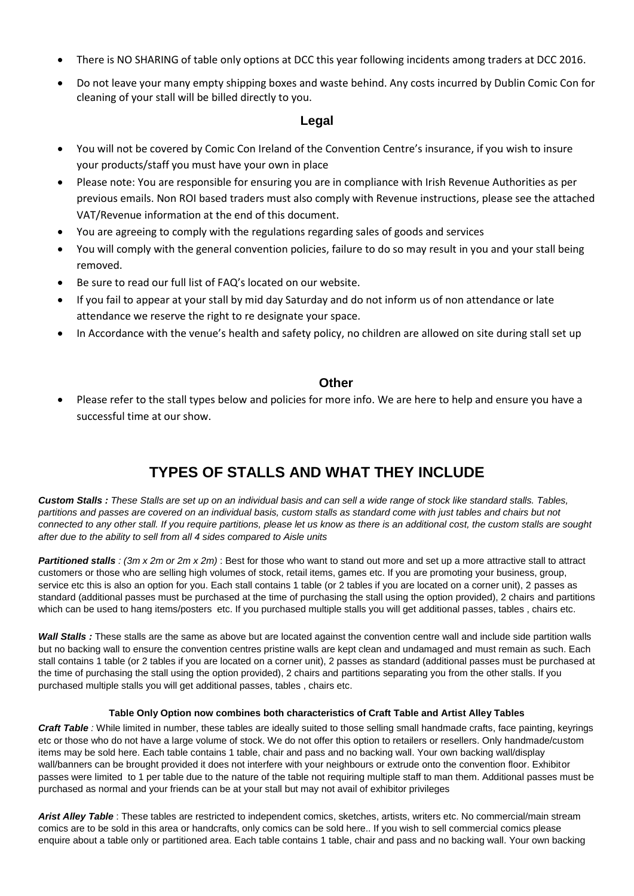- There is NO SHARING of table only options at DCC this year following incidents among traders at DCC 2016.
- Do not leave your many empty shipping boxes and waste behind. Any costs incurred by Dublin Comic Con for cleaning of your stall will be billed directly to you.

### Legal

- You will not be covered by Comic Con Ireland of the Convention Centre's insurance, if you wish to insure your products/staff you must have your own in place
- Please note: You are responsible for ensuring you are in compliance with Irish Revenue Authorities as per previous emails. Non ROI based traders must also comply with Revenue instructions, please see the attached VAT/Revenue information at the end of this document.
- You are agreeing to comply with the regulations regarding sales of goods and services
- You will comply with the general convention policies, failure to do so may result in you and your stall being removed.
- Be sure to read our full list of FAQ's located on our website.
- If you fail to appear at your stall by mid day Saturday and do not inform us of non attendance or late attendance we reserve the right to re designate your space.
- In Accordance with the venue's health and safety policy, no children are allowed on site during stall set up

### Other

- Please refer to the stall types below and policies for more info. We are here to help and ensure you have a successful time at our show.

## TYPES OF STALLS AND WHAT THEY INCLUDE

***Custom Stalls :*** *These Stalls are set up on an individual basis and can sell a wide range of stock like standard stalls. Tables, partitions and passes are covered on an individual basis, custom stalls as standard come with just tables and chairs but not connected to any other stall. If you require partitions, please let us know as there is an additional cost, the custom stalls are sought after due to the ability to sell from all 4 sides compared to Aisle units*

***Partitioned stalls*** *: (3m x 2m or 2m x 2m)* : Best for those who want to stand out more and set up a more attractive stall to attract customers or those who are selling high volumes of stock, retail items, games etc. If you are promoting your business, group, service etc this is also an option for you. Each stall contains 1 table (or 2 tables if you are located on a corner unit), 2 passes as standard (additional passes must be purchased at the time of purchasing the stall using the option provided), 2 chairs and partitions which can be used to hang items/posters etc. If you purchased multiple stalls you will get additional passes, tables , chairs etc.

***Wall Stalls :*** These stalls are the same as above but are located against the convention centre wall and include side partition walls but no backing wall to ensure the convention centres pristine walls are kept clean and undamaged and must remain as such. Each stall contains 1 table (or 2 tables if you are located on a corner unit), 2 passes as standard (additional passes must be purchased at the time of purchasing the stall using the option provided), 2 chairs and partitions separating you from the other stalls. If you purchased multiple stalls you will get additional passes, tables , chairs etc.

**Table Only Option now combines both characteristics of Craft Table and Artist Alley Tables**

***Craft Table*** *:* While limited in number, these tables are ideally suited to those selling small handmade crafts, face painting, keyrings etc or those who do not have a large volume of stock. We do not offer this option to retailers or resellers. Only handmade/custom items may be sold here. Each table contains 1 table, chair and pass and no backing wall. Your own backing wall/display wall/banners can be brought provided it does not interfere with your neighbours or extrude onto the convention floor. Exhibitor passes were limited to 1 per table due to the nature of the table not requiring multiple staff to man them. Additional passes must be purchased as normal and your friends can be at your stall but may not avail of exhibitor privileges

***Arist Alley Table*** : These tables are restricted to independent comics, sketches, artists, writers etc. No commercial/main stream comics are to be sold in this area or handcrafts, only comics can be sold here.. If you wish to sell commercial comics please enquire about a table only or partitioned area. Each table contains 1 table, chair and pass and no backing wall. Your own backing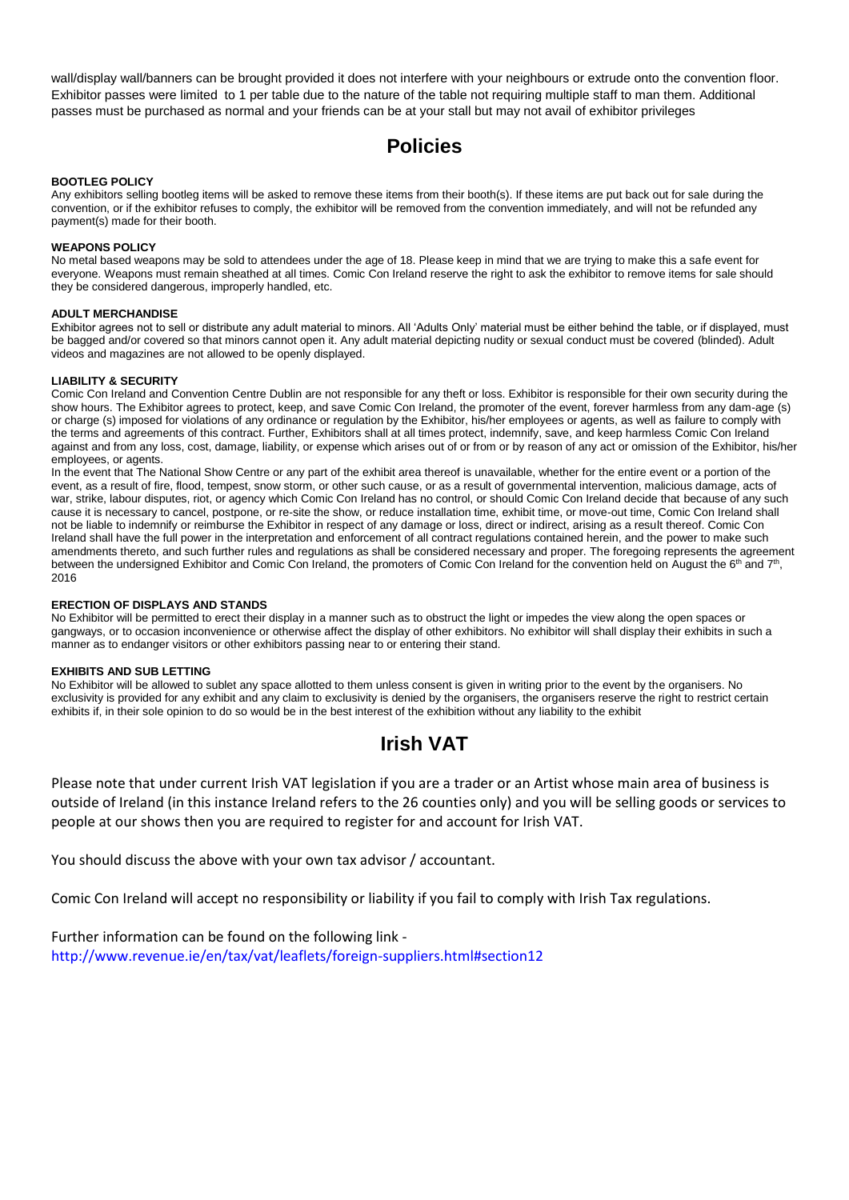wall/display wall/banners can be brought provided it does not interfere with your neighbours or extrude onto the convention floor. Exhibitor passes were limited to 1 per table due to the nature of the table not requiring multiple staff to man them. Additional passes must be purchased as normal and your friends can be at your stall but may not avail of exhibitor privileges

# Policies

**BOOTLEG POLICY**

Any exhibitors selling bootleg items will be asked to remove these items from their booth(s). If these items are put back out for sale during the convention, or if the exhibitor refuses to comply, the exhibitor will be removed from the convention immediately, and will not be refunded any payment(s) made for their booth.

**WEAPONS POLICY**

No metal based weapons may be sold to attendees under the age of 18. Please keep in mind that we are trying to make this a safe event for everyone. Weapons must remain sheathed at all times. Comic Con Ireland reserve the right to ask the exhibitor to remove items for sale should they be considered dangerous, improperly handled, etc.

**ADULT MERCHANDISE**

Exhibitor agrees not to sell or distribute any adult material to minors. All 'Adults Only' material must be either behind the table, or if displayed, must be bagged and/or covered so that minors cannot open it. Any adult material depicting nudity or sexual conduct must be covered (blinded). Adult videos and magazines are not allowed to be openly displayed.

**LIABILITY & SECURITY**

Comic Con Ireland and Convention Centre Dublin are not responsible for any theft or loss. Exhibitor is responsible for their own security during the show hours. The Exhibitor agrees to protect, keep, and save Comic Con Ireland, the promoter of the event, forever harmless from any dam-age (s) or charge (s) imposed for violations of any ordinance or regulation by the Exhibitor, his/her employees or agents, as well as failure to comply with the terms and agreements of this contract. Further, Exhibitors shall at all times protect, indemnify, save, and keep harmless Comic Con Ireland against and from any loss, cost, damage, liability, or expense which arises out of or from or by reason of any act or omission of the Exhibitor, his/her employees, or agents.

In the event that The National Show Centre or any part of the exhibit area thereof is unavailable, whether for the entire event or a portion of the event, as a result of fire, flood, tempest, snow storm, or other such cause, or as a result of governmental intervention, malicious damage, acts of war, strike, labour disputes, riot, or agency which Comic Con Ireland has no control, or should Comic Con Ireland decide that because of any such cause it is necessary to cancel, postpone, or re-site the show, or reduce installation time, exhibit time, or move-out time, Comic Con Ireland shall not be liable to indemnify or reimburse the Exhibitor in respect of any damage or loss, direct or indirect, arising as a result thereof. Comic Con Ireland shall have the full power in the interpretation and enforcement of all contract regulations contained herein, and the power to make such amendments thereto, and such further rules and regulations as shall be considered necessary and proper. The foregoing represents the agreement between the undersigned Exhibitor and Comic Con Ireland, the promoters of Comic Con Ireland for the convention held on August the 6th and 7th, 2016

**ERECTION OF DISPLAYS AND STANDS**

No Exhibitor will be permitted to erect their display in a manner such as to obstruct the light or impedes the view along the open spaces or gangways, or to occasion inconvenience or otherwise affect the display of other exhibitors. No exhibitor will shall display their exhibits in such a manner as to endanger visitors or other exhibitors passing near to or entering their stand.

**EXHIBITS AND SUB LETTING**

No Exhibitor will be allowed to sublet any space allotted to them unless consent is given in writing prior to the event by the organisers. No exclusivity is provided for any exhibit and any claim to exclusivity is denied by the organisers, the organisers reserve the right to restrict certain exhibits if, in their sole opinion to do so would be in the best interest of the exhibition without any liability to the exhibit

# Irish VAT

Please note that under current Irish VAT legislation if you are a trader or an Artist whose main area of business is outside of Ireland (in this instance Ireland refers to the 26 counties only) and you will be selling goods or services to people at our shows then you are required to register for and account for Irish VAT.

You should discuss the above with your own tax advisor / accountant.

Comic Con Ireland will accept no responsibility or liability if you fail to comply with Irish Tax regulations.

Further information can be found on the following link -
http://www.revenue.ie/en/tax/vat/leaflets/foreign-suppliers.html#section12